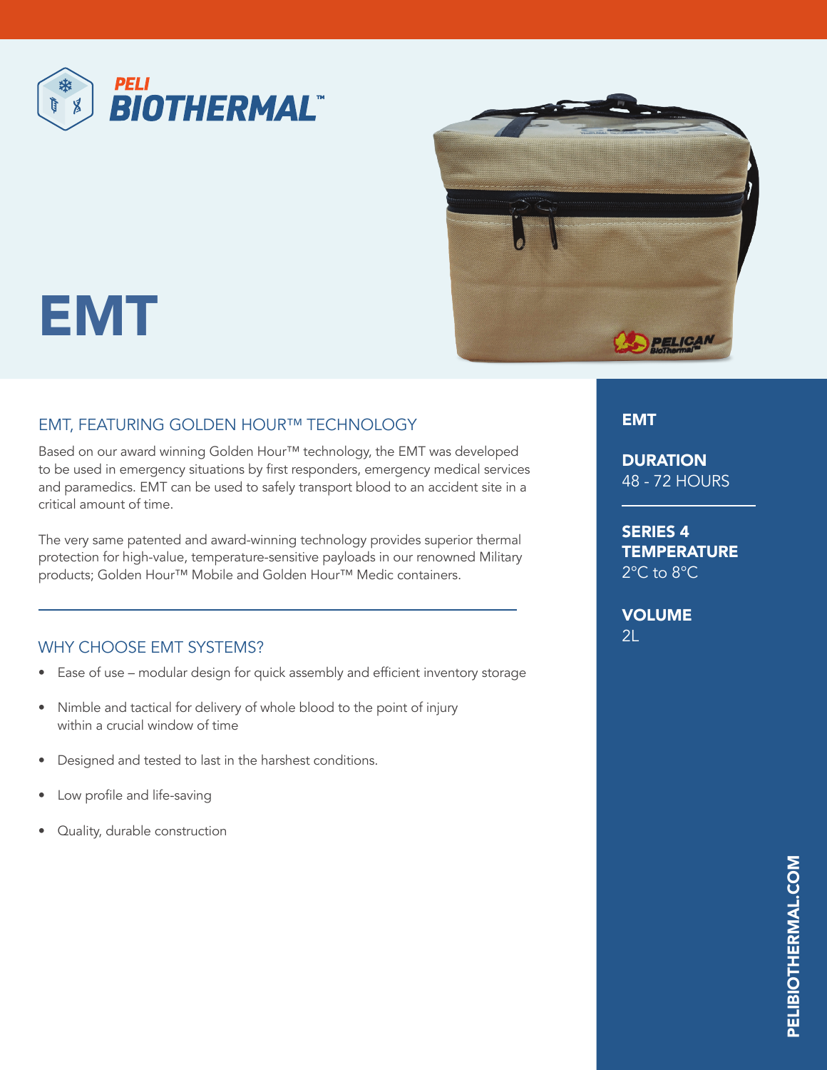PELI BIOTHERMAL™

# EMT

## EMT, FEATURING GOLDEN HOUR™ TECHNOLOGY

Based on our award winning Golden Hour™ technology, the EMT was developed to be used in emergency situations by first responders, emergency medical services and paramedics. EMT can be used to safely transport blood to an accident site in a critical amount of time.

The very same patented and award-winning technology provides superior thermal protection for high-value, temperature-sensitive payloads in our renowned Military products; Golden Hour™ Mobile and Golden Hour™ Medic containers.

## WHY CHOOSE EMT SYSTEMS?

- Ease of use – modular design for quick assembly and efficient inventory storage
- Nimble and tactical for delivery of whole blood to the point of injury within a crucial window of time
- Designed and tested to last in the harshest conditions.
- Low profile and life-saving
- Quality, durable construction

**EMT**

**DURATION**
48 - 72 HOURS

**SERIES 4 TEMPERATURE**
2°C to 8°C

**VOLUME**
2L

PELIBIOTHERMAL.COM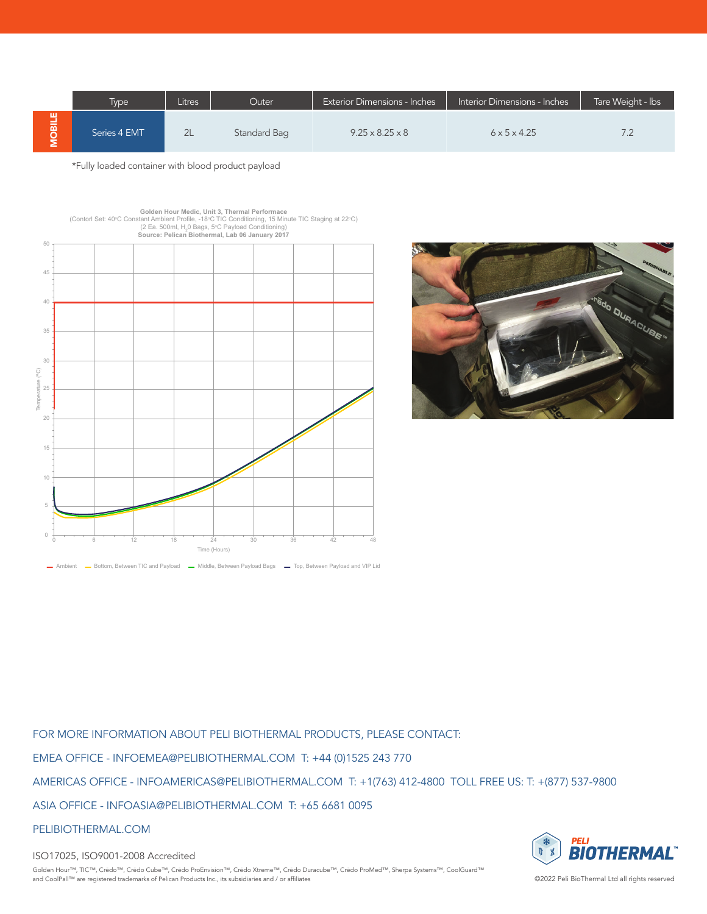| | Type | Litres | Outer | Exterior Dimensions - Inches | Interior Dimensions - Inches | Tare Weight - lbs |
|---|---|---|---|---|---|---|
| MOBILE | Series 4 EMT | 2L | Standard Bag | 9.25 x 8.25 x 8 | 6 x 5 x 4.25 | 7.2 |

*Fully loaded container with blood product payload

**Golden Hour Medic, Unit 3, Thermal Performace**
(Contorl Set: 40°C Constant Ambient Profile, -18°C TIC Conditioning, 15 Minute TIC Staging at 22°C)
(2 Ea. 500ml, $H_2O$ Bags, 5°C Payload Conditioning)
**Source: Pelican Biothermal, Lab 06 January 2017**

Temperature (°C)
0 5 10 15 20 25 30 35 40 45 50
Time (Hours)
0 6 12 18 24 30 36 42 48

Ambient
Bottom, Between TIC and Payload
Middle, Between Payload Bags
Top, Between Payload and VIP Lid

FOR MORE INFORMATION ABOUT PELI BIOTHERMAL PRODUCTS, PLEASE CONTACT:

EMEA OFFICE - INFOEMEA@PELIBIOTHERMAL.COM T: +44 (0)1525 243 770

AMERICAS OFFICE - INFOAMERICAS@PELIBIOTHERMAL.COM T: +1(763) 412-4800 TOLL FREE US: T: +(877) 537-9800

ASIA OFFICE - INFOASIA@PELIBIOTHERMAL.COM T: +65 6681 0095

PELIBIOTHERMAL.COM

ISO17025, ISO9001-2008 Accredited

Golden Hour™, TIC™, Crēdo™, Crēdo Cube™, Crēdo ProEnvision™, Crēdo Xtreme™, Crēdo Duracube™, Crēdo ProMed™, Sherpa Systems™, CoolGuard™ and CoolPall™ are registered trademarks of Pelican Products Inc., its subsidiaries and / or affiliates

PELI BIOTHERMAL™

©2022 Peli BioThermal Ltd all rights reserved